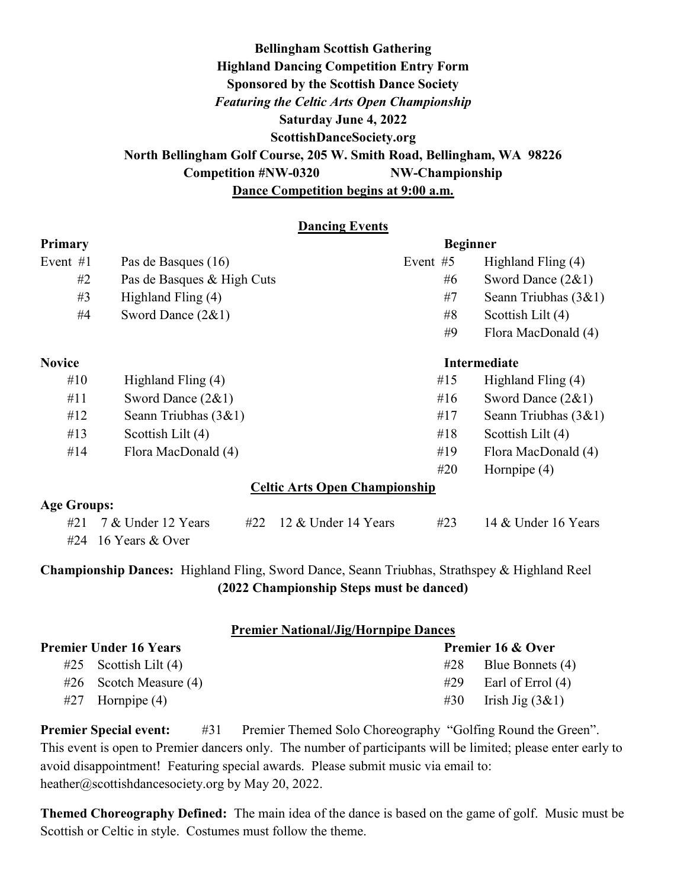**Bellingham Scottish Gathering**

**Highland Dancing Competition Entry Form**

**Sponsored by the Scottish Dance Society**

***Featuring the Celtic Arts Open Championship***

**Saturday June 4, 2022**

**ScottishDanceSociety.org**

**North Bellingham Golf Course, 205 W. Smith Road, Bellingham, WA 98226**

**Competition #NW-0320 NW-Championship**

**Dance Competition begins at 9:00 a.m.**

## Dancing Events

**Primary**

| Event | Dance |
|---|---|
| Event #1 | Pas de Basques (16) |
| #2 | Pas de Basques & High Cuts |
| #3 | Highland Fling (4) |
| #4 | Sword Dance (2&1) |

**Beginner**

| Event | Dance |
|---|---|
| Event #5 | Highland Fling (4) |
| #6 | Sword Dance (2&1) |
| #7 | Seann Triubhas (3&1) |
| #8 | Scottish Lilt (4) |
| #9 | Flora MacDonald (4) |

**Novice**

| Event | Dance |
|---|---|
| #10 | Highland Fling (4) |
| #11 | Sword Dance (2&1) |
| #12 | Seann Triubhas (3&1) |
| #13 | Scottish Lilt (4) |
| #14 | Flora MacDonald (4) |

**Intermediate**

| Event | Dance |
|---|---|
| #15 | Highland Fling (4) |
| #16 | Sword Dance (2&1) |
| #17 | Seann Triubhas (3&1) |
| #18 | Scottish Lilt (4) |
| #19 | Flora MacDonald (4) |
| #20 | Hornpipe (4) |

## Celtic Arts Open Championship

**Age Groups:**

- #21 7 & Under 12 Years
- #22 12 & Under 14 Years
- #23 14 & Under 16 Years
- #24 16 Years & Over

**Championship Dances:** Highland Fling, Sword Dance, Seann Triubhas, Strathspey & Highland Reel

**(2022 Championship Steps must be danced)**

## Premier National/Jig/Hornpipe Dances

**Premier Under 16 Years**

- #25 Scottish Lilt (4)
- #26 Scotch Measure (4)
- #27 Hornpipe (4)

**Premier 16 & Over**

- #28 Blue Bonnets (4)
- #29 Earl of Errol (4)
- #30 Irish Jig (3&1)

**Premier Special event:** #31 Premier Themed Solo Choreography "Golfing Round the Green". This event is open to Premier dancers only. The number of participants will be limited; please enter early to avoid disappointment! Featuring special awards. Please submit music via email to: heather@scottishdancesociety.org by May 20, 2022.

**Themed Choreography Defined:** The main idea of the dance is based on the game of golf. Music must be Scottish or Celtic in style. Costumes must follow the theme.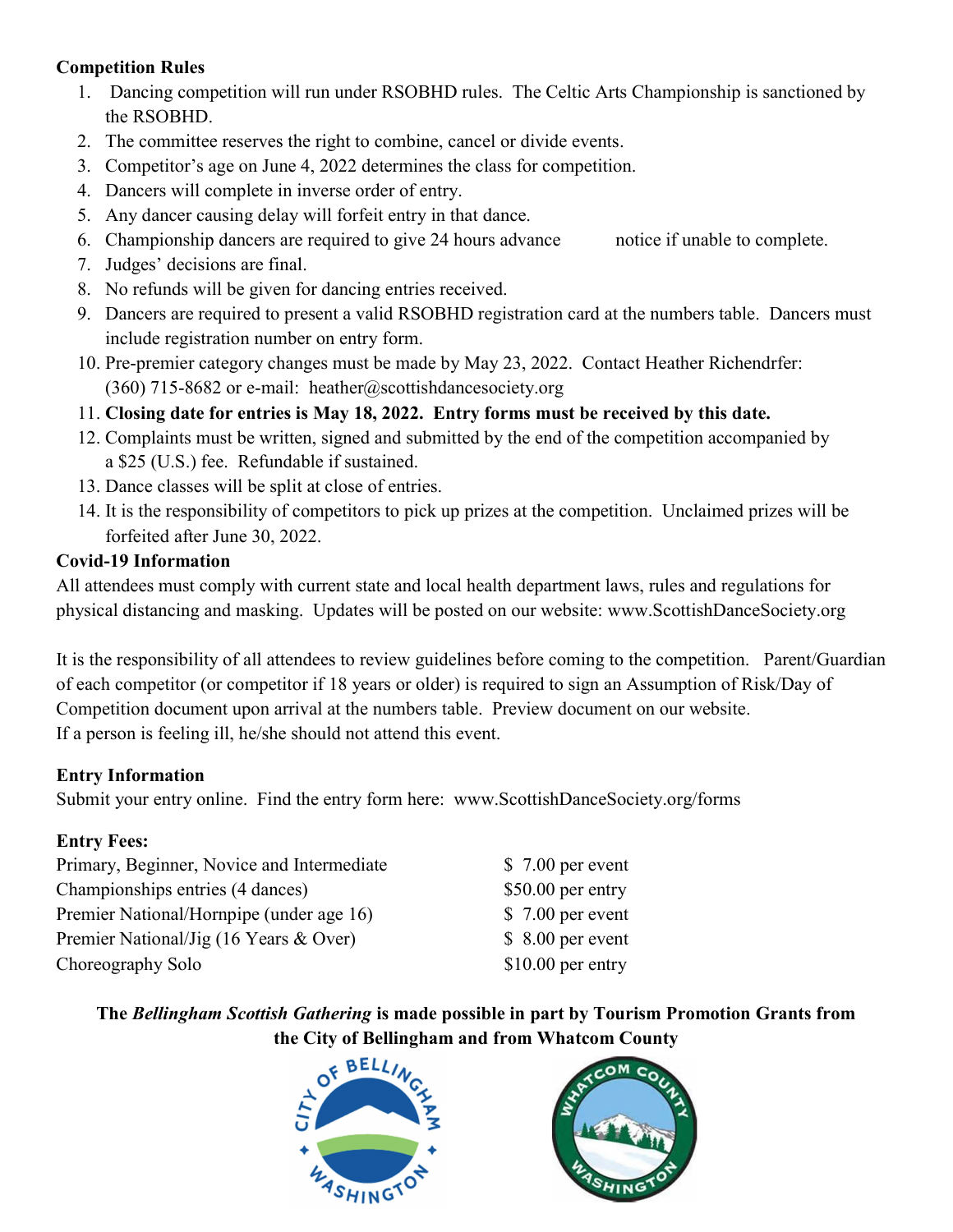**Competition Rules**

1. Dancing competition will run under RSOBHD rules. The Celtic Arts Championship is sanctioned by the RSOBHD.
2. The committee reserves the right to combine, cancel or divide events.
3. Competitor's age on June 4, 2022 determines the class for competition.
4. Dancers will complete in inverse order of entry.
5. Any dancer causing delay will forfeit entry in that dance.
6. Championship dancers are required to give 24 hours advance notice if unable to complete.
7. Judges' decisions are final.
8. No refunds will be given for dancing entries received.
9. Dancers are required to present a valid RSOBHD registration card at the numbers table. Dancers must include registration number on entry form.
10. Pre-premier category changes must be made by May 23, 2022. Contact Heather Richendrfer: (360) 715-8682 or e-mail: heather@scottishdancesociety.org
11. **Closing date for entries is May 18, 2022. Entry forms must be received by this date.**
12. Complaints must be written, signed and submitted by the end of the competition accompanied by a $25 (U.S.) fee. Refundable if sustained.
13. Dance classes will be split at close of entries.
14. It is the responsibility of competitors to pick up prizes at the competition. Unclaimed prizes will be forfeited after June 30, 2022.

**Covid-19 Information**

All attendees must comply with current state and local health department laws, rules and regulations for physical distancing and masking. Updates will be posted on our website: www.ScottishDanceSociety.org

It is the responsibility of all attendees to review guidelines before coming to the competition. Parent/Guardian of each competitor (or competitor if 18 years or older) is required to sign an Assumption of Risk/Day of Competition document upon arrival at the numbers table. Preview document on our website.
If a person is feeling ill, he/she should not attend this event.

**Entry Information**

Submit your entry online. Find the entry form here: www.ScottishDanceSociety.org/forms

**Entry Fees:**

| | |
|---|---|
| Primary, Beginner, Novice and Intermediate | $ 7.00 per event |
| Championships entries (4 dances) | $50.00 per entry |
| Premier National/Hornpipe (under age 16) | $ 7.00 per event |
| Premier National/Jig (16 Years & Over) | $ 8.00 per event |
| Choreography Solo | $10.00 per entry |

**The *Bellingham Scottish Gathering* is made possible in part by Tourism Promotion Grants from the City of Bellingham and from Whatcom County**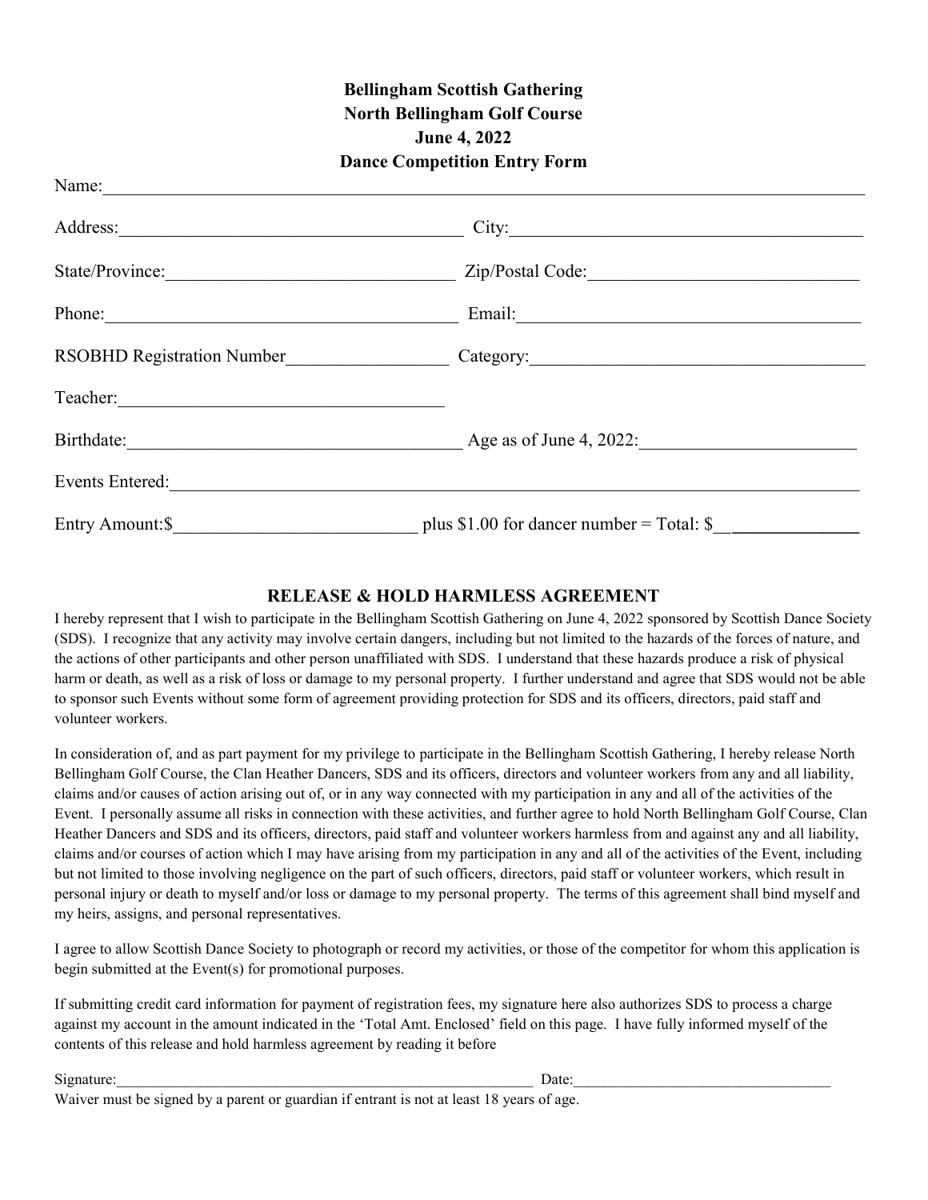**Bellingham Scottish Gathering**
**North Bellingham Golf Course**
**June 4, 2022**
**Dance Competition Entry Form**

Name:_______________________________________________________________________________

Address:______________________________________ City:______________________________________

State/Province:_______________________________ Zip/Postal Code:_____________________________

Phone:________________________________________ Email:_____________________________________

RSOBHD Registration Number__________________ Category:__________________________________

Teacher:____________________________________

Birthdate:____________________________________ Age as of June 4, 2022:_______________________

Events Entered:_______________________________________________________________________

Entry Amount:$__________________________ plus $1.00 for dancer number = Total: $______________

## RELEASE & HOLD HARMLESS AGREEMENT

I hereby represent that I wish to participate in the Bellingham Scottish Gathering on June 4, 2022 sponsored by Scottish Dance Society (SDS). I recognize that any activity may involve certain dangers, including but not limited to the hazards of the forces of nature, and the actions of other participants and other person unaffiliated with SDS. I understand that these hazards produce a risk of physical harm or death, as well as a risk of loss or damage to my personal property. I further understand and agree that SDS would not be able to sponsor such Events without some form of agreement providing protection for SDS and its officers, directors, paid staff and volunteer workers.

In consideration of, and as part payment for my privilege to participate in the Bellingham Scottish Gathering, I hereby release North Bellingham Golf Course, the Clan Heather Dancers, SDS and its officers, directors and volunteer workers from any and all liability, claims and/or causes of action arising out of, or in any way connected with my participation in any and all of the activities of the Event. I personally assume all risks in connection with these activities, and further agree to hold North Bellingham Golf Course, Clan Heather Dancers and SDS and its officers, directors, paid staff and volunteer workers harmless from and against any and all liability, claims and/or courses of action which I may have arising from my participation in any and all of the activities of the Event, including but not limited to those involving negligence on the part of such officers, directors, paid staff or volunteer workers, which result in personal injury or death to myself and/or loss or damage to my personal property. The terms of this agreement shall bind myself and my heirs, assigns, and personal representatives.

I agree to allow Scottish Dance Society to photograph or record my activities, or those of the competitor for whom this application is begin submitted at the Event(s) for promotional purposes.

If submitting credit card information for payment of registration fees, my signature here also authorizes SDS to process a charge against my account in the amount indicated in the 'Total Amt. Enclosed' field on this page. I have fully informed myself of the contents of this release and hold harmless agreement by reading it before

Signature:_________________________________________________ Date:_____________________________

Waiver must be signed by a parent or guardian if entrant is not at least 18 years of age.